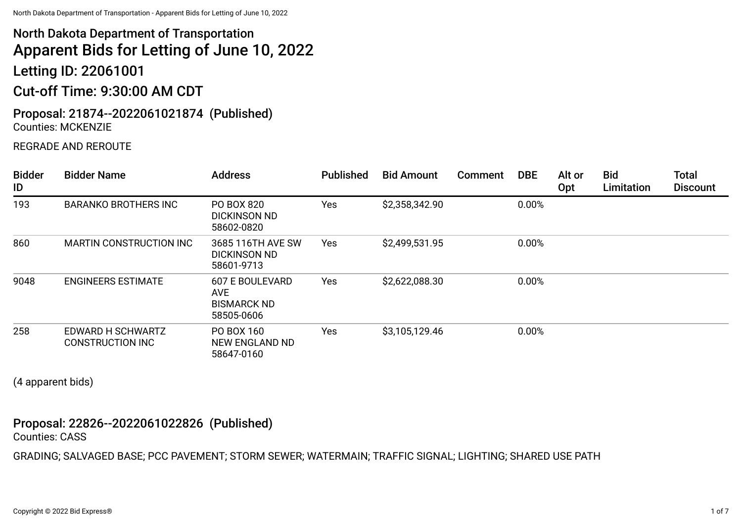# North Dakota Department of Transportation

# Apparent Bids for Letting of June 10, 2022

## Letting ID: 22061001

## Cut-off Time: 9:30:00 AM CDT

### Proposal: 21874--2022061021874 (Published)

Counties: MCKENZIE

REGRADE AND REROUTE

| Bidder ID | Bidder Name | Address | Published | Bid Amount | Comment | DBE | Alt or Opt | Bid Limitation | Total Discount |
|---|---|---|---|---|---|---|---|---|---|
| 193 | BARANKO BROTHERS INC | PO BOX 820 DICKINSON ND 58602-0820 | Yes | $2,358,342.90 | | 0.00% | | | |
| 860 | MARTIN CONSTRUCTION INC | 3685 116TH AVE SW DICKINSON ND 58601-9713 | Yes | $2,499,531.95 | | 0.00% | | | |
| 9048 | ENGINEERS ESTIMATE | 607 E BOULEVARD AVE BISMARCK ND 58505-0606 | Yes | $2,622,088.30 | | 0.00% | | | |
| 258 | EDWARD H SCHWARTZ CONSTRUCTION INC | PO BOX 160 NEW ENGLAND ND 58647-0160 | Yes | $3,105,129.46 | | 0.00% | | | |

(4 apparent bids)

### Proposal: 22826--2022061022826 (Published)

Counties: CASS

GRADING; SALVAGED BASE; PCC PAVEMENT; STORM SEWER; WATERMAIN; TRAFFIC SIGNAL; LIGHTING; SHARED USE PATH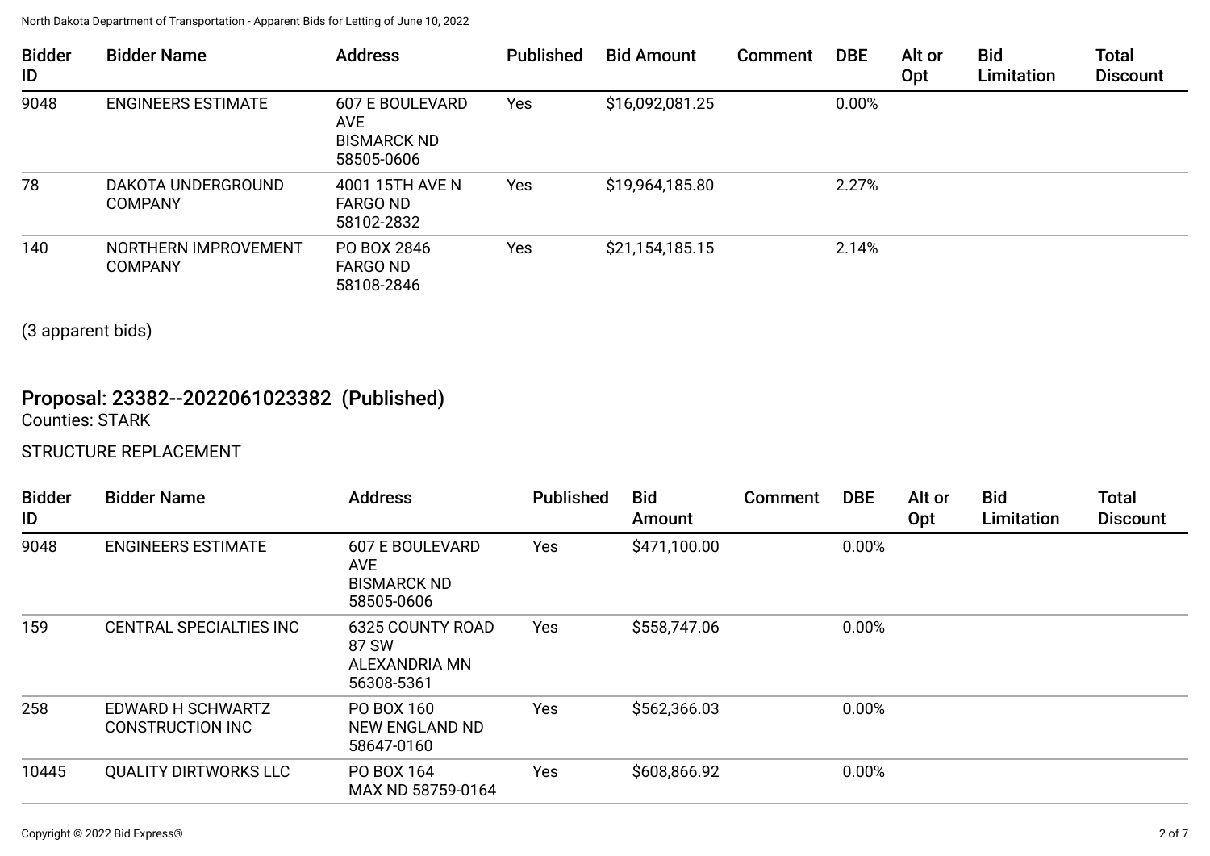| Bidder ID | Bidder Name | Address | Published | Bid Amount | Comment | DBE | Alt or Opt | Bid Limitation | Total Discount |
|---|---|---|---|---|---|---|---|---|---|
| 9048 | ENGINEERS ESTIMATE | 607 E BOULEVARD AVE BISMARCK ND 58505-0606 | Yes | $16,092,081.25 | | 0.00% | | | |
| 78 | DAKOTA UNDERGROUND COMPANY | 4001 15TH AVE N FARGO ND 58102-2832 | Yes | $19,964,185.80 | | 2.27% | | | |
| 140 | NORTHERN IMPROVEMENT COMPANY | PO BOX 2846 FARGO ND 58108-2846 | Yes | $21,154,185.15 | | 2.14% | | | |

(3 apparent bids)

## Proposal: 23382--2022061023382 (Published)

Counties: STARK

STRUCTURE REPLACEMENT

| Bidder ID | Bidder Name | Address | Published | Bid Amount | Comment | DBE | Alt or Opt | Bid Limitation | Total Discount |
|---|---|---|---|---|---|---|---|---|---|
| 9048 | ENGINEERS ESTIMATE | 607 E BOULEVARD AVE BISMARCK ND 58505-0606 | Yes | $471,100.00 | | 0.00% | | | |
| 159 | CENTRAL SPECIALTIES INC | 6325 COUNTY ROAD 87 SW ALEXANDRIA MN 56308-5361 | Yes | $558,747.06 | | 0.00% | | | |
| 258 | EDWARD H SCHWARTZ CONSTRUCTION INC | PO BOX 160 NEW ENGLAND ND 58647-0160 | Yes | $562,366.03 | | 0.00% | | | |
| 10445 | QUALITY DIRTWORKS LLC | PO BOX 164 MAX ND 58759-0164 | Yes | $608,866.92 | | 0.00% | | | |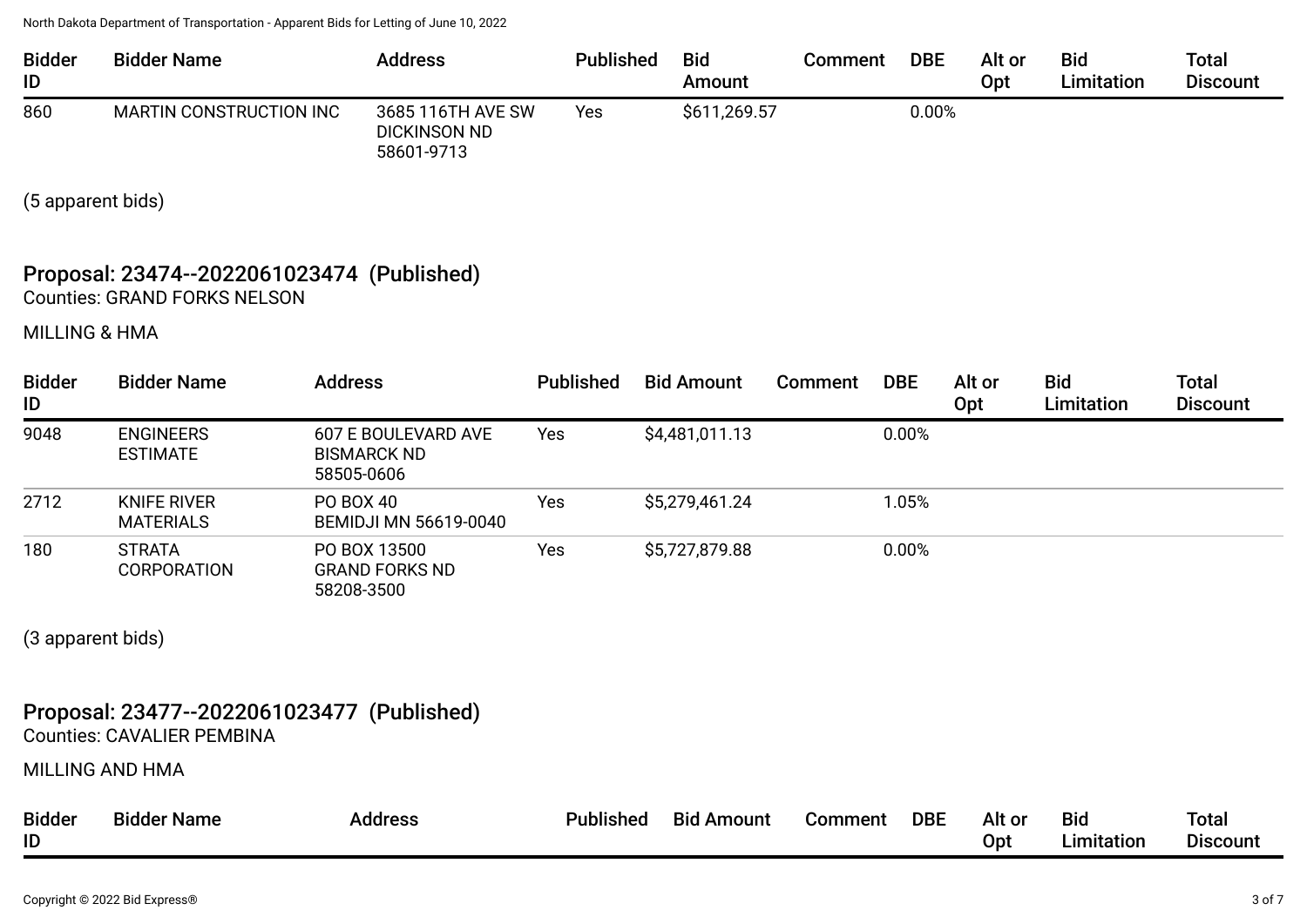| Bidder ID | Bidder Name | Address | Published | Bid Amount | Comment | DBE | Alt or Opt | Bid Limitation | Total Discount |
|---|---|---|---|---|---|---|---|---|---|
| 860 | MARTIN CONSTRUCTION INC | 3685 116TH AVE SW DICKINSON ND 58601-9713 | Yes | $611,269.57 | | 0.00% | | | |

(5 apparent bids)

## Proposal: 23474--2022061023474 (Published)

Counties: GRAND FORKS NELSON

MILLING & HMA

| Bidder ID | Bidder Name | Address | Published | Bid Amount | Comment | DBE | Alt or Opt | Bid Limitation | Total Discount |
|---|---|---|---|---|---|---|---|---|---|
| 9048 | ENGINEERS ESTIMATE | 607 E BOULEVARD AVE BISMARCK ND 58505-0606 | Yes | $4,481,011.13 | | 0.00% | | | |
| 2712 | KNIFE RIVER MATERIALS | PO BOX 40 BEMIDJI MN 56619-0040 | Yes | $5,279,461.24 | | 1.05% | | | |
| 180 | STRATA CORPORATION | PO BOX 13500 GRAND FORKS ND 58208-3500 | Yes | $5,727,879.88 | | 0.00% | | | |

(3 apparent bids)

## Proposal: 23477--2022061023477 (Published)

Counties: CAVALIER PEMBINA

MILLING AND HMA

| Bidder ID | Bidder Name | Address | Published | Bid Amount | Comment | DBE | Alt or Opt | Bid Limitation | Total Discount |
|---|---|---|---|---|---|---|---|---|---|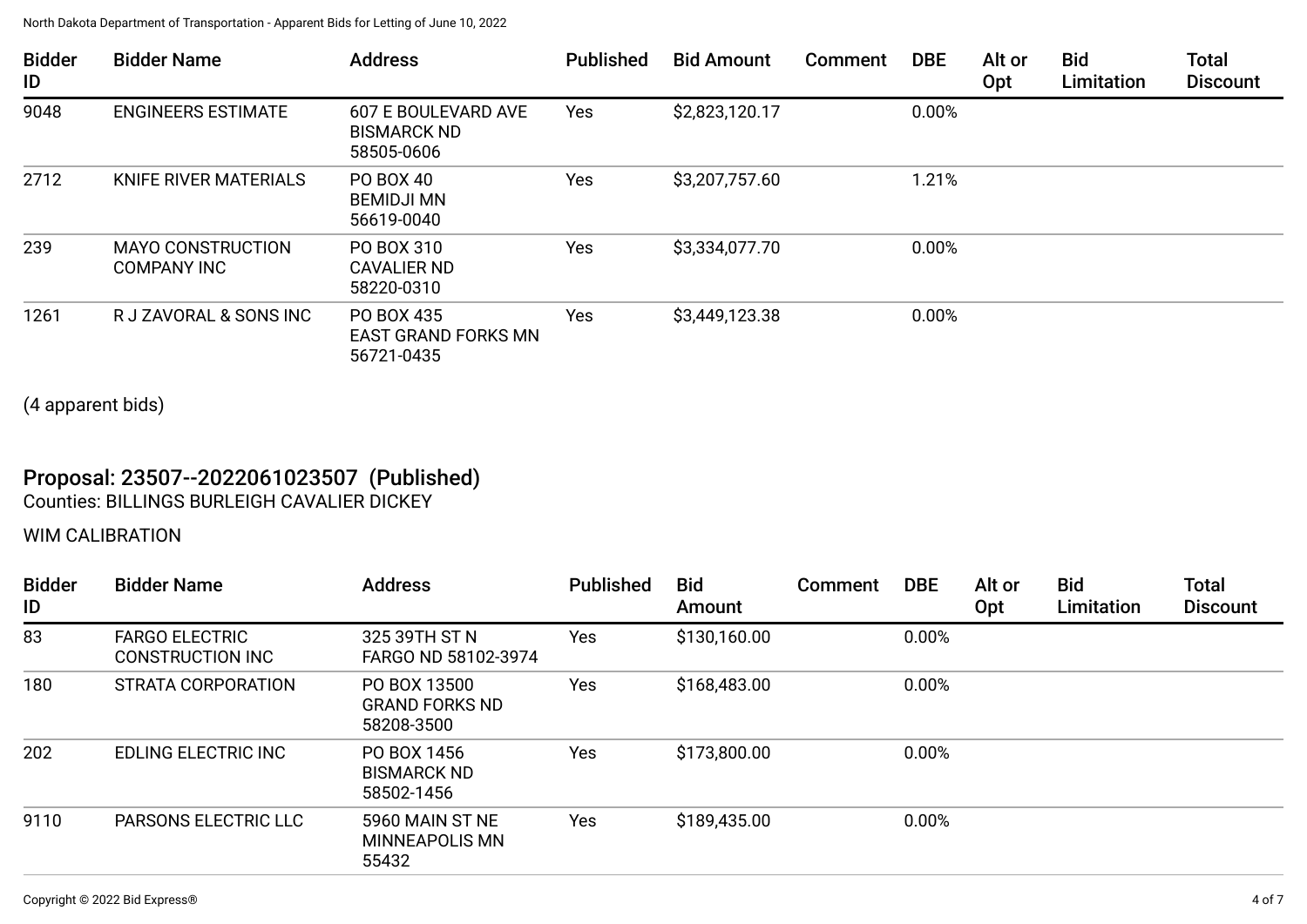| Bidder ID | Bidder Name | Address | Published | Bid Amount | Comment | DBE | Alt or Opt | Bid Limitation | Total Discount |
|---|---|---|---|---|---|---|---|---|---|
| 9048 | ENGINEERS ESTIMATE | 607 E BOULEVARD AVE BISMARCK ND 58505-0606 | Yes | $2,823,120.17 | | 0.00% | | | |
| 2712 | KNIFE RIVER MATERIALS | PO BOX 40 BEMIDJI MN 56619-0040 | Yes | $3,207,757.60 | | 1.21% | | | |
| 239 | MAYO CONSTRUCTION COMPANY INC | PO BOX 310 CAVALIER ND 58220-0310 | Yes | $3,334,077.70 | | 0.00% | | | |
| 1261 | R J ZAVORAL & SONS INC | PO BOX 435 EAST GRAND FORKS MN 56721-0435 | Yes | $3,449,123.38 | | 0.00% | | | |

(4 apparent bids)

## Proposal: 23507--2022061023507 (Published)

Counties: BILLINGS BURLEIGH CAVALIER DICKEY

WIM CALIBRATION

| Bidder ID | Bidder Name | Address | Published | Bid Amount | Comment | DBE | Alt or Opt | Bid Limitation | Total Discount |
|---|---|---|---|---|---|---|---|---|---|
| 83 | FARGO ELECTRIC CONSTRUCTION INC | 325 39TH ST N FARGO ND 58102-3974 | Yes | $130,160.00 | | 0.00% | | | |
| 180 | STRATA CORPORATION | PO BOX 13500 GRAND FORKS ND 58208-3500 | Yes | $168,483.00 | | 0.00% | | | |
| 202 | EDLING ELECTRIC INC | PO BOX 1456 BISMARCK ND 58502-1456 | Yes | $173,800.00 | | 0.00% | | | |
| 9110 | PARSONS ELECTRIC LLC | 5960 MAIN ST NE MINNEAPOLIS MN 55432 | Yes | $189,435.00 | | 0.00% | | | |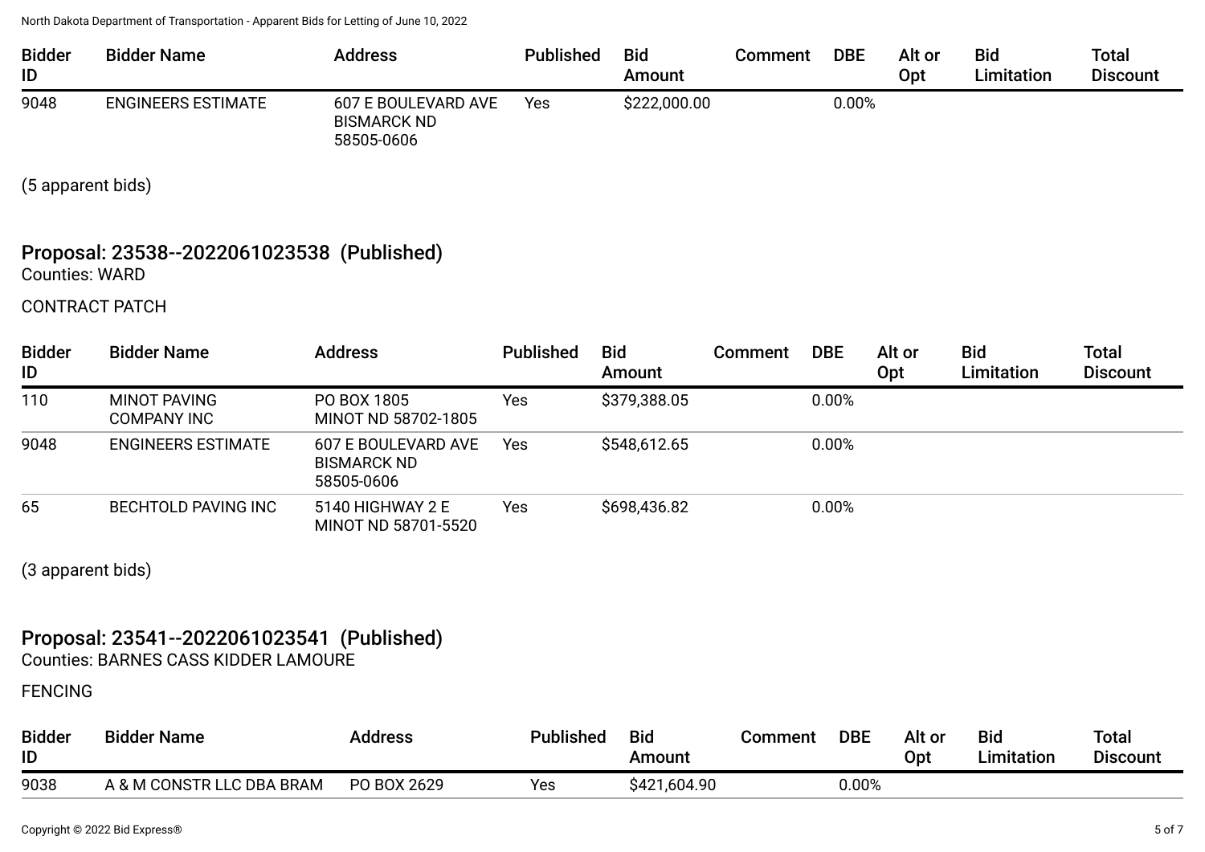| Bidder ID | Bidder Name | Address | Published | Bid Amount | Comment | DBE | Alt or Opt | Bid Limitation | Total Discount |
|---|---|---|---|---|---|---|---|---|---|
| 9048 | ENGINEERS ESTIMATE | 607 E BOULEVARD AVE BISMARCK ND 58505-0606 | Yes | $222,000.00 | | 0.00% | | | |

(5 apparent bids)

## Proposal: 23538--2022061023538 (Published)

Counties: WARD

CONTRACT PATCH

| Bidder ID | Bidder Name | Address | Published | Bid Amount | Comment | DBE | Alt or Opt | Bid Limitation | Total Discount |
|---|---|---|---|---|---|---|---|---|---|
| 110 | MINOT PAVING COMPANY INC | PO BOX 1805 MINOT ND 58702-1805 | Yes | $379,388.05 | | 0.00% | | | |
| 9048 | ENGINEERS ESTIMATE | 607 E BOULEVARD AVE BISMARCK ND 58505-0606 | Yes | $548,612.65 | | 0.00% | | | |
| 65 | BECHTOLD PAVING INC | 5140 HIGHWAY 2 E MINOT ND 58701-5520 | Yes | $698,436.82 | | 0.00% | | | |

(3 apparent bids)

## Proposal: 23541--2022061023541 (Published)

Counties: BARNES CASS KIDDER LAMOURE

FENCING

| Bidder ID | Bidder Name | Address | Published | Bid Amount | Comment | DBE | Alt or Opt | Bid Limitation | Total Discount |
|---|---|---|---|---|---|---|---|---|---|
| 9038 | A & M CONSTR LLC DBA BRAM | PO BOX 2629 | Yes | $421,604.90 | | 0.00% | | | |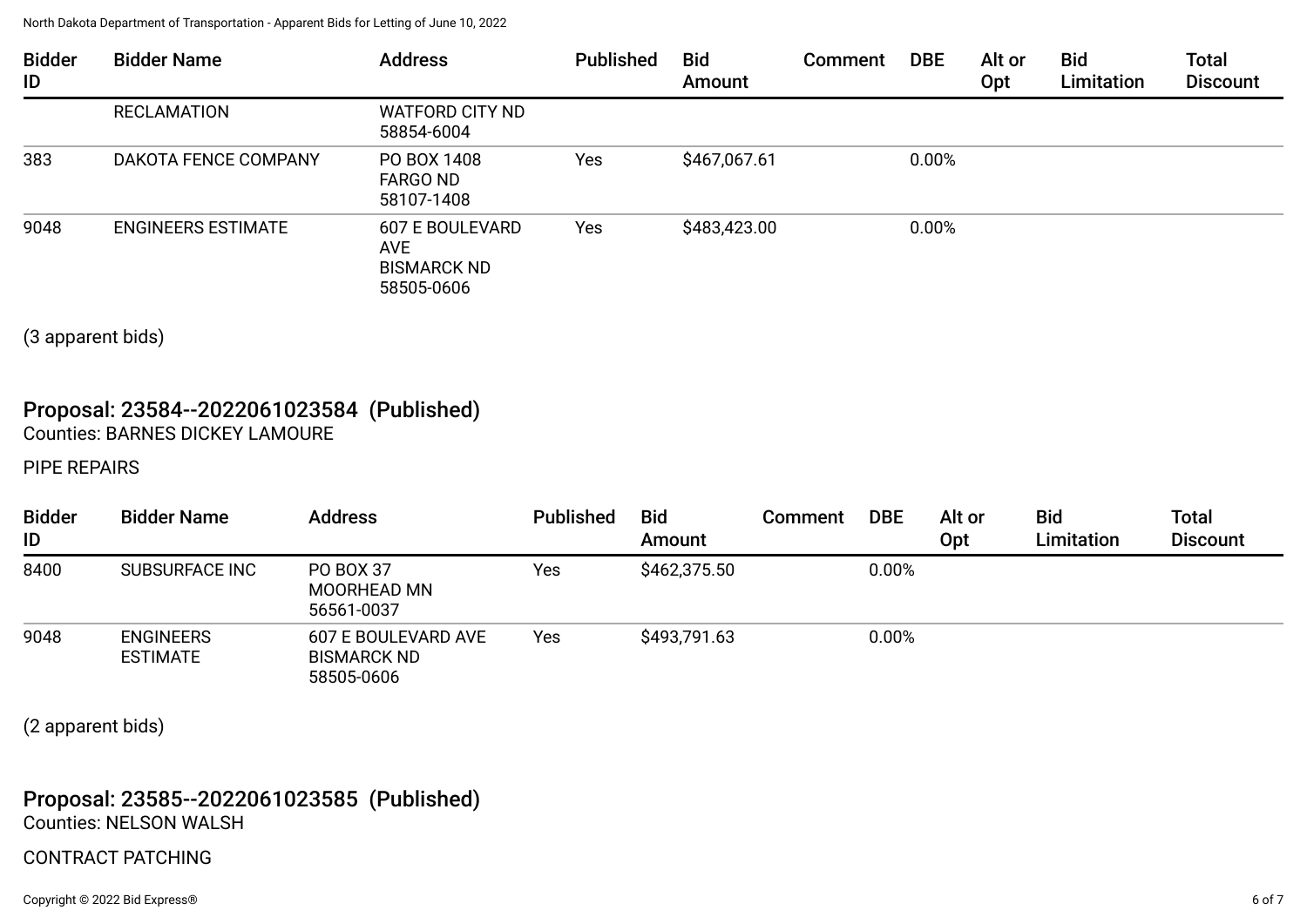| Bidder ID | Bidder Name | Address | Published | Bid Amount | Comment | DBE | Alt or Opt | Bid Limitation | Total Discount |
|---|---|---|---|---|---|---|---|---|---|
| | RECLAMATION | WATFORD CITY ND 58854-6004 | | | | | | | |
| 383 | DAKOTA FENCE COMPANY | PO BOX 1408 FARGO ND 58107-1408 | Yes | $467,067.61 | | 0.00% | | | |
| 9048 | ENGINEERS ESTIMATE | 607 E BOULEVARD AVE BISMARCK ND 58505-0606 | Yes | $483,423.00 | | 0.00% | | | |

(3 apparent bids)

## Proposal: 23584--2022061023584 (Published)

Counties: BARNES DICKEY LAMOURE

PIPE REPAIRS

| Bidder ID | Bidder Name | Address | Published | Bid Amount | Comment | DBE | Alt or Opt | Bid Limitation | Total Discount |
|---|---|---|---|---|---|---|---|---|---|
| 8400 | SUBSURFACE INC | PO BOX 37 MOORHEAD MN 56561-0037 | Yes | $462,375.50 | | 0.00% | | | |
| 9048 | ENGINEERS ESTIMATE | 607 E BOULEVARD AVE BISMARCK ND 58505-0606 | Yes | $493,791.63 | | 0.00% | | | |

(2 apparent bids)

## Proposal: 23585--2022061023585 (Published)

Counties: NELSON WALSH

CONTRACT PATCHING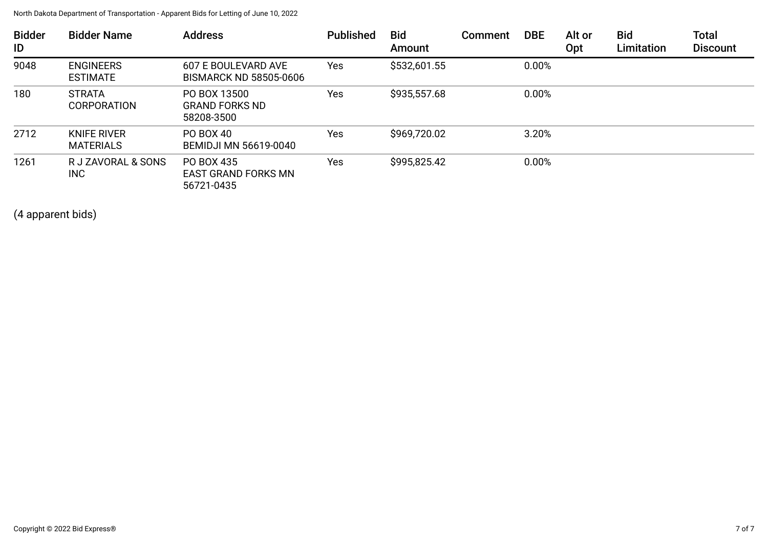| Bidder ID | Bidder Name | Address | Published | Bid Amount | Comment | DBE | Alt or Opt | Bid Limitation | Total Discount |
|---|---|---|---|---|---|---|---|---|---|
| 9048 | ENGINEERS ESTIMATE | 607 E BOULEVARD AVE BISMARCK ND 58505-0606 | Yes | $532,601.55 | | 0.00% | | | |
| 180 | STRATA CORPORATION | PO BOX 13500 GRAND FORKS ND 58208-3500 | Yes | $935,557.68 | | 0.00% | | | |
| 2712 | KNIFE RIVER MATERIALS | PO BOX 40 BEMIDJI MN 56619-0040 | Yes | $969,720.02 | | 3.20% | | | |
| 1261 | R J ZAVORAL & SONS INC | PO BOX 435 EAST GRAND FORKS MN 56721-0435 | Yes | $995,825.42 | | 0.00% | | | |

(4 apparent bids)